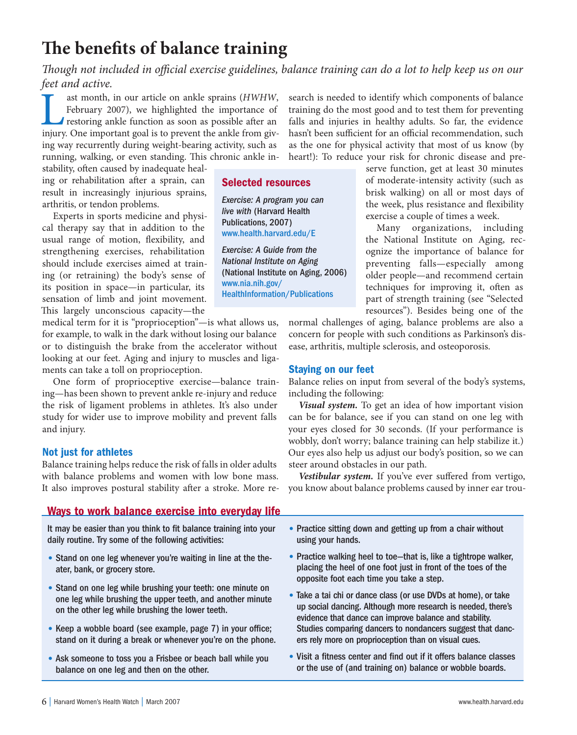# The benefits of balance training

*Though not included in official exercise guidelines, balance training can do a lot to help keep us on our feet and active.*

Last month, in our article on ankle sprains (*HWHW*, February 2007), we highlighted the importance of restoring ankle function as soon as possible after an injury. One important goal is to prevent the ankle from giving way recurrently during weight-bearing activity, such as running, walking, or even standing. This chronic ankle instability, often caused by inadequate healing or rehabilitation after a sprain, can result in increasingly injurious sprains, arthritis, or tendon problems.

Experts in sports medicine and physical therapy say that in addition to the usual range of motion, flexibility, and strengthening exercises, rehabilitation should include exercises aimed at training (or retraining) the body's sense of its position in space—in particular, its sensation of limb and joint movement. This largely unconscious capacity—the medical term for it is "proprioception"—is what allows us, for example, to walk in the dark without losing our balance or to distinguish the brake from the accelerator without looking at our feet. Aging and injury to muscles and ligaments can take a toll on proprioception.

One form of proprioceptive exercise—balance training—has been shown to prevent ankle re-injury and reduce the risk of ligament problems in athletes. It's also under study for wider use to improve mobility and prevent falls and injury.

## Not just for athletes

Balance training helps reduce the risk of falls in older adults with balance problems and women with low bone mass. It also improves postural stability after a stroke. More research is needed to identify which components of balance training do the most good and to test them for preventing falls and injuries in healthy adults. So far, the evidence hasn't been sufficient for an official recommendation, such as the one for physical activity that most of us know (by heart!): To reduce your risk for chronic disease and preserve function, get at least 30 minutes of moderate-intensity activity (such as brisk walking) on all or most days of the week, plus resistance and flexibility exercise a couple of times a week.

Many organizations, including the National Institute on Aging, recognize the importance of balance for preventing falls—especially among older people—and recommend certain techniques for improving it, often as part of strength training (see "Selected resources"). Besides being one of the normal challenges of aging, balance problems are also a concern for people with such conditions as Parkinson's disease, arthritis, multiple sclerosis, and osteoporosis.

## Staying on our feet

Balance relies on input from several of the body's systems, including the following:

***Visual system.*** To get an idea of how important vision can be for balance, see if you can stand on one leg with your eyes closed for 30 seconds. (If your performance is wobbly, don't worry; balance training can help stabilize it.) Our eyes also help us adjust our body's position, so we can steer around obstacles in our path.

***Vestibular system.*** If you've ever suffered from vertigo, you know about balance problems caused by inner ear trou-

## Selected resources

*Exercise: A program you can live with* (Harvard Health Publications, 2007)
www.health.harvard.edu/E

*Exercise: A Guide from the National Institute on Aging* (National Institute on Aging, 2006)
www.nia.nih.gov/HealthInformation/Publications

## Ways to work balance exercise into everyday life

It may be easier than you think to fit balance training into your daily routine. Try some of the following activities:

- Stand on one leg whenever you're waiting in line at the theater, bank, or grocery store.
- Stand on one leg while brushing your teeth: one minute on one leg while brushing the upper teeth, and another minute on the other leg while brushing the lower teeth.
- Keep a wobble board (see example, page 7) in your office; stand on it during a break or whenever you're on the phone.
- Ask someone to toss you a Frisbee or beach ball while you balance on one leg and then on the other.
- Practice sitting down and getting up from a chair without using your hands.
- Practice walking heel to toe—that is, like a tightrope walker, placing the heel of one foot just in front of the toes of the opposite foot each time you take a step.
- Take a tai chi or dance class (or use DVDs at home), or take up social dancing. Although more research is needed, there's evidence that dance can improve balance and stability. Studies comparing dancers to nondancers suggest that dancers rely more on proprioception than on visual cues.
- Visit a fitness center and find out if it offers balance classes or the use of (and training on) balance or wobble boards.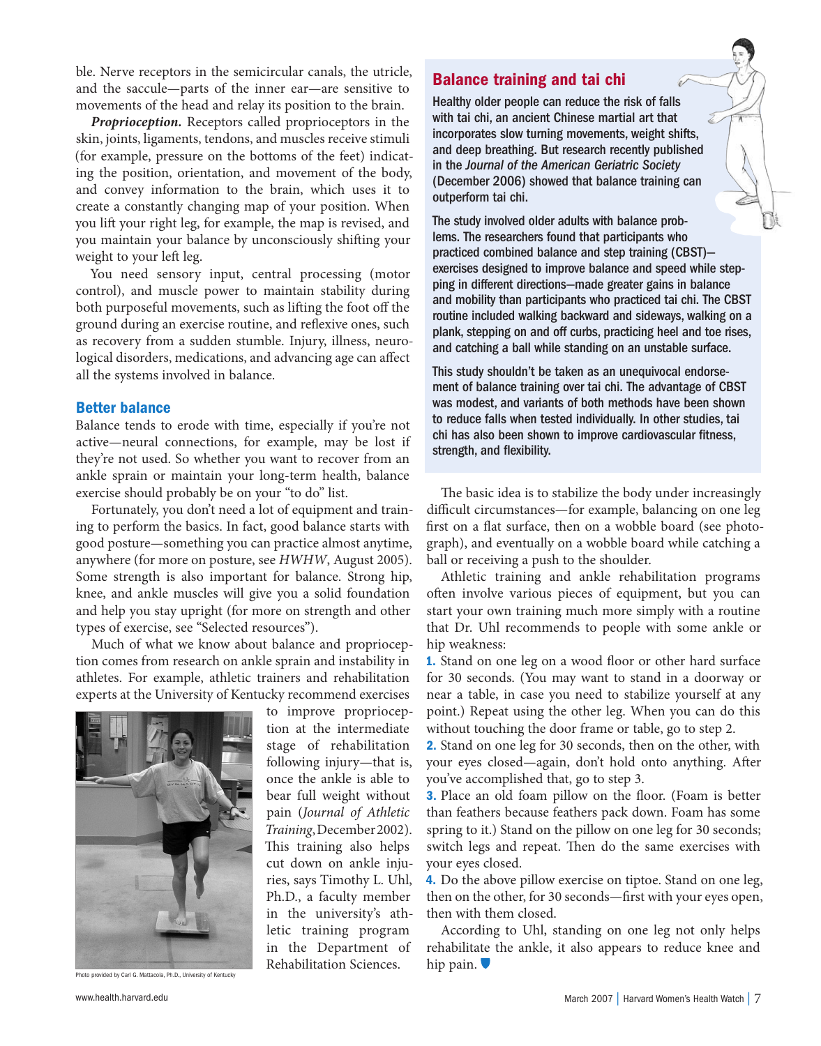ble. Nerve receptors in the semicircular canals, the utricle, and the saccule—parts of the inner ear—are sensitive to movements of the head and relay its position to the brain.

***Proprioception.*** Receptors called proprioceptors in the skin, joints, ligaments, tendons, and muscles receive stimuli (for example, pressure on the bottoms of the feet) indicating the position, orientation, and movement of the body, and convey information to the brain, which uses it to create a constantly changing map of your position. When you lift your right leg, for example, the map is revised, and you maintain your balance by unconsciously shifting your weight to your left leg.

You need sensory input, central processing (motor control), and muscle power to maintain stability during both purposeful movements, such as lifting the foot off the ground during an exercise routine, and reflexive ones, such as recovery from a sudden stumble. Injury, illness, neurological disorders, medications, and advancing age can affect all the systems involved in balance.

### Better balance

Balance tends to erode with time, especially if you're not active—neural connections, for example, may be lost if they're not used. So whether you want to recover from an ankle sprain or maintain your long-term health, balance exercise should probably be on your "to do" list.

Fortunately, you don't need a lot of equipment and training to perform the basics. In fact, good balance starts with good posture—something you can practice almost anytime, anywhere (for more on posture, see *HWHW*, August 2005). Some strength is also important for balance. Strong hip, knee, and ankle muscles will give you a solid foundation and help you stay upright (for more on strength and other types of exercise, see "Selected resources").

Much of what we know about balance and proprioception comes from research on ankle sprain and instability in athletes. For example, athletic trainers and rehabilitation experts at the University of Kentucky recommend exercises to improve proprioception at the intermediate stage of rehabilitation following injury—that is, once the ankle is able to bear full weight without pain (*Journal of Athletic Training*, December 2002). This training also helps cut down on ankle injuries, says Timothy L. Uhl, Ph.D., a faculty member in the university's athletic training program in the Department of Rehabilitation Sciences.

Photo provided by Carl G. Mattacola, Ph.D., University of Kentucky

## Balance training and tai chi

Healthy older people can reduce the risk of falls with tai chi, an ancient Chinese martial art that incorporates slow turning movements, weight shifts, and deep breathing. But research recently published in the *Journal of the American Geriatric Society* (December 2006) showed that balance training can outperform tai chi.

The study involved older adults with balance problems. The researchers found that participants who practiced combined balance and step training (CBST)—exercises designed to improve balance and speed while stepping in different directions—made greater gains in balance and mobility than participants who practiced tai chi. The CBST routine included walking backward and sideways, walking on a plank, stepping on and off curbs, practicing heel and toe rises, and catching a ball while standing on an unstable surface.

This study shouldn't be taken as an unequivocal endorsement of balance training over tai chi. The advantage of CBST was modest, and variants of both methods have been shown to reduce falls when tested individually. In other studies, tai chi has also been shown to improve cardiovascular fitness, strength, and flexibility.

The basic idea is to stabilize the body under increasingly difficult circumstances—for example, balancing on one leg first on a flat surface, then on a wobble board (see photograph), and eventually on a wobble board while catching a ball or receiving a push to the shoulder.

Athletic training and ankle rehabilitation programs often involve various pieces of equipment, but you can start your own training much more simply with a routine that Dr. Uhl recommends to people with some ankle or hip weakness:

**1.** Stand on one leg on a wood floor or other hard surface for 30 seconds. (You may want to stand in a doorway or near a table, in case you need to stabilize yourself at any point.) Repeat using the other leg. When you can do this without touching the door frame or table, go to step 2.

**2.** Stand on one leg for 30 seconds, then on the other, with your eyes closed—again, don't hold onto anything. After you've accomplished that, go to step 3.

**3.** Place an old foam pillow on the floor. (Foam is better than feathers because feathers pack down. Foam has some spring to it.) Stand on the pillow on one leg for 30 seconds; switch legs and repeat. Then do the same exercises with your eyes closed.

**4.** Do the above pillow exercise on tiptoe. Stand on one leg, then on the other, for 30 seconds—first with your eyes open, then with them closed.

According to Uhl, standing on one leg not only helps rehabilitate the ankle, it also appears to reduce knee and hip pain.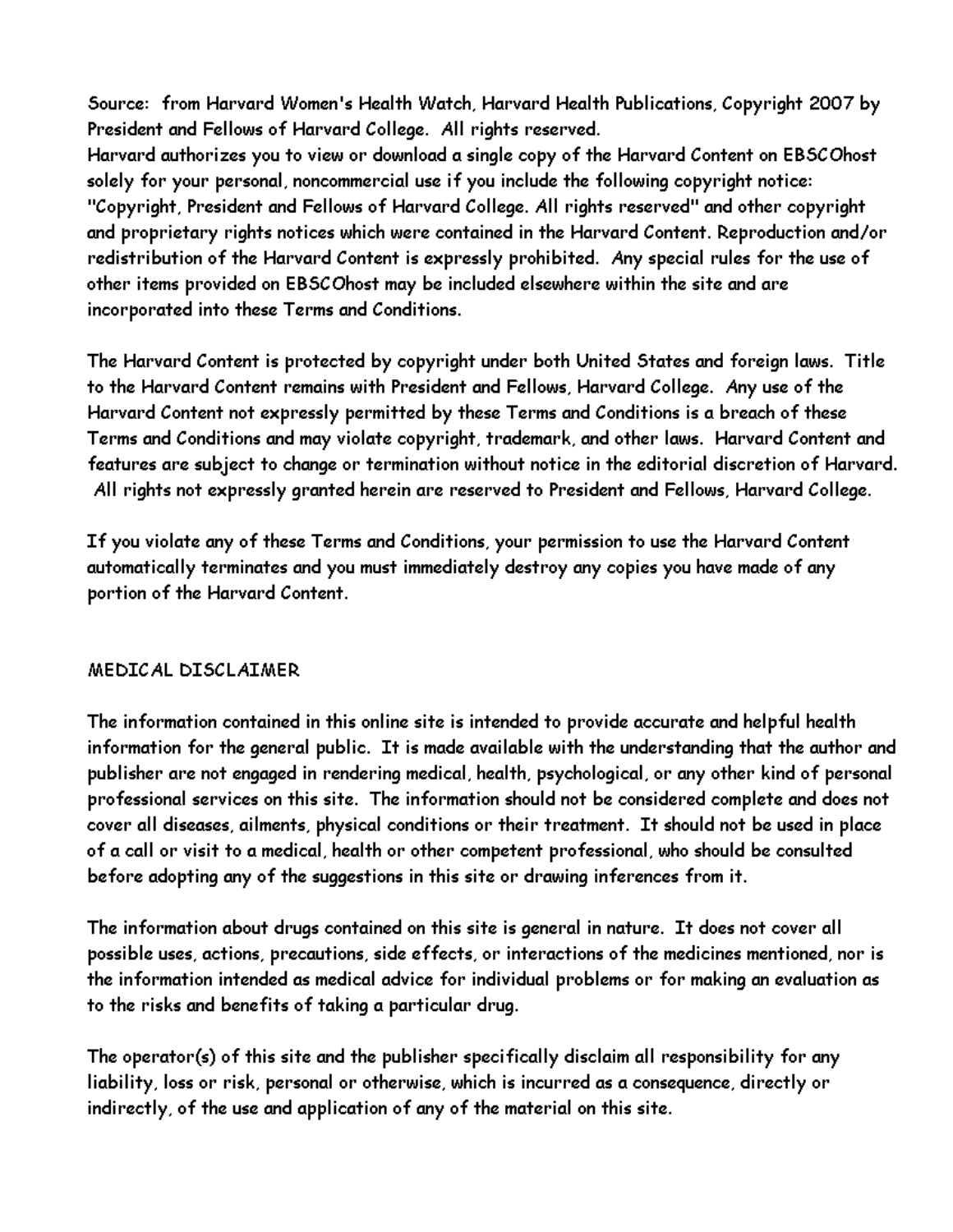Source: from Harvard Women's Health Watch, Harvard Health Publications, Copyright 2007 by President and Fellows of Harvard College. All rights reserved.
Harvard authorizes you to view or download a single copy of the Harvard Content on EBSCOhost solely for your personal, noncommercial use if you include the following copyright notice: "Copyright, President and Fellows of Harvard College. All rights reserved" and other copyright and proprietary rights notices which were contained in the Harvard Content. Reproduction and/or redistribution of the Harvard Content is expressly prohibited. Any special rules for the use of other items provided on EBSCOhost may be included elsewhere within the site and are incorporated into these Terms and Conditions.

The Harvard Content is protected by copyright under both United States and foreign laws. Title to the Harvard Content remains with President and Fellows, Harvard College. Any use of the Harvard Content not expressly permitted by these Terms and Conditions is a breach of these Terms and Conditions and may violate copyright, trademark, and other laws. Harvard Content and features are subject to change or termination without notice in the editorial discretion of Harvard. All rights not expressly granted herein are reserved to President and Fellows, Harvard College.

If you violate any of these Terms and Conditions, your permission to use the Harvard Content automatically terminates and you must immediately destroy any copies you have made of any portion of the Harvard Content.

MEDICAL DISCLAIMER

The information contained in this online site is intended to provide accurate and helpful health information for the general public. It is made available with the understanding that the author and publisher are not engaged in rendering medical, health, psychological, or any other kind of personal professional services on this site. The information should not be considered complete and does not cover all diseases, ailments, physical conditions or their treatment. It should not be used in place of a call or visit to a medical, health or other competent professional, who should be consulted before adopting any of the suggestions in this site or drawing inferences from it.

The information about drugs contained on this site is general in nature. It does not cover all possible uses, actions, precautions, side effects, or interactions of the medicines mentioned, nor is the information intended as medical advice for individual problems or for making an evaluation as to the risks and benefits of taking a particular drug.

The operator(s) of this site and the publisher specifically disclaim all responsibility for any liability, loss or risk, personal or otherwise, which is incurred as a consequence, directly or indirectly, of the use and application of any of the material on this site.